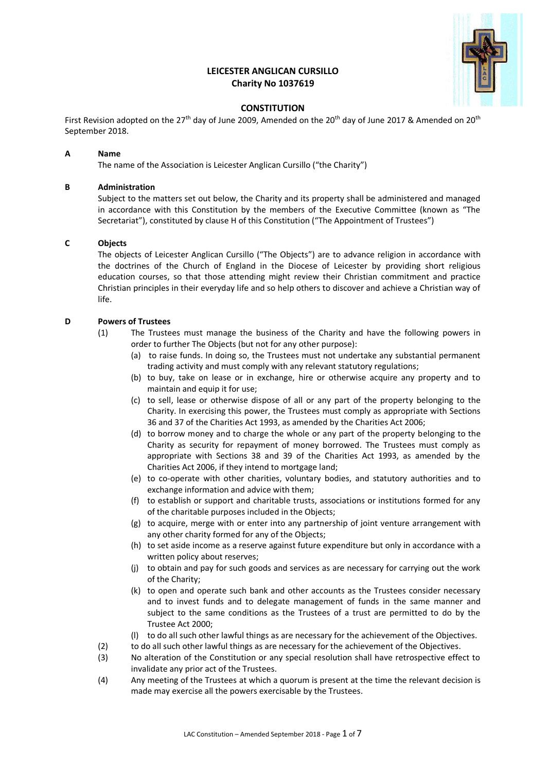# LEICESTER ANGLICAN CURSILLO
## Charity No 1037619

## CONSTITUTION

First Revision adopted on the 27th day of June 2009, Amended on the 20th day of June 2017 & Amended on 20th September 2018.

### A Name

The name of the Association is Leicester Anglican Cursillo ("the Charity")

### B Administration

Subject to the matters set out below, the Charity and its property shall be administered and managed in accordance with this Constitution by the members of the Executive Committee (known as "The Secretariat"), constituted by clause H of this Constitution ("The Appointment of Trustees")

### C Objects

The objects of Leicester Anglican Cursillo ("The Objects") are to advance religion in accordance with the doctrines of the Church of England in the Diocese of Leicester by providing short religious education courses, so that those attending might review their Christian commitment and practice Christian principles in their everyday life and so help others to discover and achieve a Christian way of life.

### D Powers of Trustees

(1) The Trustees must manage the business of the Charity and have the following powers in order to further The Objects (but not for any other purpose):

- (a) to raise funds. In doing so, the Trustees must not undertake any substantial permanent trading activity and must comply with any relevant statutory regulations;
- (b) to buy, take on lease or in exchange, hire or otherwise acquire any property and to maintain and equip it for use;
- (c) to sell, lease or otherwise dispose of all or any part of the property belonging to the Charity. In exercising this power, the Trustees must comply as appropriate with Sections 36 and 37 of the Charities Act 1993, as amended by the Charities Act 2006;
- (d) to borrow money and to charge the whole or any part of the property belonging to the Charity as security for repayment of money borrowed. The Trustees must comply as appropriate with Sections 38 and 39 of the Charities Act 1993, as amended by the Charities Act 2006, if they intend to mortgage land;
- (e) to co-operate with other charities, voluntary bodies, and statutory authorities and to exchange information and advice with them;
- (f) to establish or support and charitable trusts, associations or institutions formed for any of the charitable purposes included in the Objects;
- (g) to acquire, merge with or enter into any partnership of joint venture arrangement with any other charity formed for any of the Objects;
- (h) to set aside income as a reserve against future expenditure but only in accordance with a written policy about reserves;
- (j) to obtain and pay for such goods and services as are necessary for carrying out the work of the Charity;
- (k) to open and operate such bank and other accounts as the Trustees consider necessary and to invest funds and to delegate management of funds in the same manner and subject to the same conditions as the Trustees of a trust are permitted to do by the Trustee Act 2000;
- (l) to do all such other lawful things as are necessary for the achievement of the Objectives.

(2) to do all such other lawful things as are necessary for the achievement of the Objectives.

(3) No alteration of the Constitution or any special resolution shall have retrospective effect to invalidate any prior act of the Trustees.

(4) Any meeting of the Trustees at which a quorum is present at the time the relevant decision is made may exercise all the powers exercisable by the Trustees.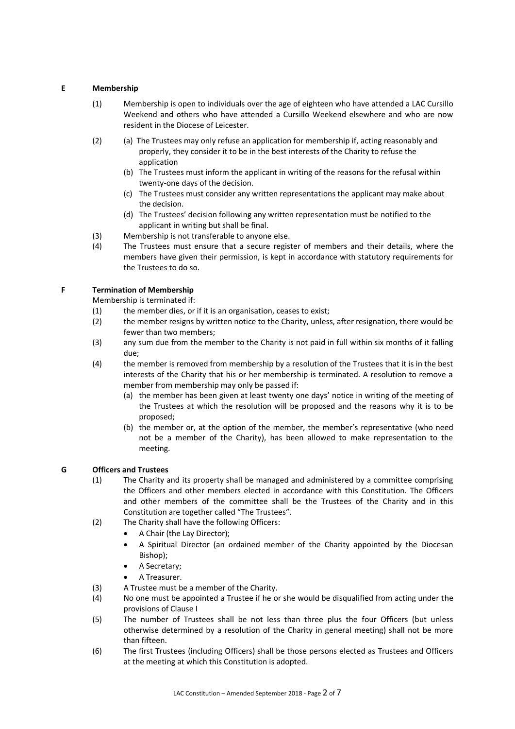## E Membership

(1) Membership is open to individuals over the age of eighteen who have attended a LAC Cursillo Weekend and others who have attended a Cursillo Weekend elsewhere and who are now resident in the Diocese of Leicester.

(2) (a) The Trustees may only refuse an application for membership if, acting reasonably and properly, they consider it to be in the best interests of the Charity to refuse the application

(b) The Trustees must inform the applicant in writing of the reasons for the refusal within twenty-one days of the decision.

(c) The Trustees must consider any written representations the applicant may make about the decision.

(d) The Trustees' decision following any written representation must be notified to the applicant in writing but shall be final.

(3) Membership is not transferable to anyone else.

(4) The Trustees must ensure that a secure register of members and their details, where the members have given their permission, is kept in accordance with statutory requirements for the Trustees to do so.

## F Termination of Membership

Membership is terminated if:

(1) the member dies, or if it is an organisation, ceases to exist;

(2) the member resigns by written notice to the Charity, unless, after resignation, there would be fewer than two members;

(3) any sum due from the member to the Charity is not paid in full within six months of it falling due;

(4) the member is removed from membership by a resolution of the Trustees that it is in the best interests of the Charity that his or her membership is terminated. A resolution to remove a member from membership may only be passed if:

(a) the member has been given at least twenty one days' notice in writing of the meeting of the Trustees at which the resolution will be proposed and the reasons why it is to be proposed;

(b) the member or, at the option of the member, the member's representative (who need not be a member of the Charity), has been allowed to make representation to the meeting.

## G Officers and Trustees

(1) The Charity and its property shall be managed and administered by a committee comprising the Officers and other members elected in accordance with this Constitution. The Officers and other members of the committee shall be the Trustees of the Charity and in this Constitution are together called "The Trustees".

(2) The Charity shall have the following Officers:

- A Chair (the Lay Director);
- A Spiritual Director (an ordained member of the Charity appointed by the Diocesan Bishop);
- A Secretary;
- A Treasurer.

(3) A Trustee must be a member of the Charity.

(4) No one must be appointed a Trustee if he or she would be disqualified from acting under the provisions of Clause I

(5) The number of Trustees shall be not less than three plus the four Officers (but unless otherwise determined by a resolution of the Charity in general meeting) shall not be more than fifteen.

(6) The first Trustees (including Officers) shall be those persons elected as Trustees and Officers at the meeting at which this Constitution is adopted.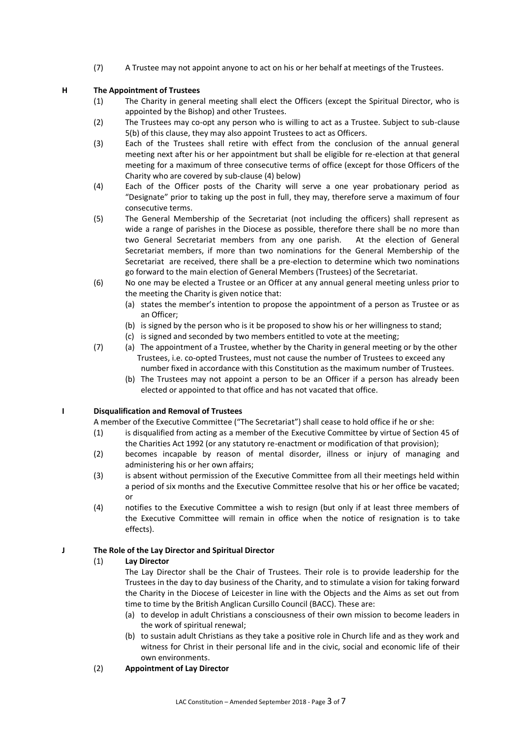(7) A Trustee may not appoint anyone to act on his or her behalf at meetings of the Trustees.

## H The Appointment of Trustees

(1) The Charity in general meeting shall elect the Officers (except the Spiritual Director, who is appointed by the Bishop) and other Trustees.

(2) The Trustees may co-opt any person who is willing to act as a Trustee. Subject to sub-clause 5(b) of this clause, they may also appoint Trustees to act as Officers.

(3) Each of the Trustees shall retire with effect from the conclusion of the annual general meeting next after his or her appointment but shall be eligible for re-election at that general meeting for a maximum of three consecutive terms of office (except for those Officers of the Charity who are covered by sub-clause (4) below)

(4) Each of the Officer posts of the Charity will serve a one year probationary period as "Designate" prior to taking up the post in full, they may, therefore serve a maximum of four consecutive terms.

(5) The General Membership of the Secretariat (not including the officers) shall represent as wide a range of parishes in the Diocese as possible, therefore there shall be no more than two General Secretariat members from any one parish. At the election of General Secretariat members, if more than two nominations for the General Membership of the Secretariat are received, there shall be a pre-election to determine which two nominations go forward to the main election of General Members (Trustees) of the Secretariat.

(6) No one may be elected a Trustee or an Officer at any annual general meeting unless prior to the meeting the Charity is given notice that:
   - (a) states the member's intention to propose the appointment of a person as Trustee or as an Officer;
   - (b) is signed by the person who is it be proposed to show his or her willingness to stand;
   - (c) is signed and seconded by two members entitled to vote at the meeting;

(7)
   - (a) The appointment of a Trustee, whether by the Charity in general meeting or by the other Trustees, i.e. co-opted Trustees, must not cause the number of Trustees to exceed any number fixed in accordance with this Constitution as the maximum number of Trustees.
   - (b) The Trustees may not appoint a person to be an Officer if a person has already been elected or appointed to that office and has not vacated that office.

## I Disqualification and Removal of Trustees

A member of the Executive Committee ("The Secretariat") shall cease to hold office if he or she:

(1) is disqualified from acting as a member of the Executive Committee by virtue of Section 45 of the Charities Act 1992 (or any statutory re-enactment or modification of that provision);

(2) becomes incapable by reason of mental disorder, illness or injury of managing and administering his or her own affairs;

(3) is absent without permission of the Executive Committee from all their meetings held within a period of six months and the Executive Committee resolve that his or her office be vacated; or

(4) notifies to the Executive Committee a wish to resign (but only if at least three members of the Executive Committee will remain in office when the notice of resignation is to take effects).

## J The Role of the Lay Director and Spiritual Director

(1) **Lay Director**

The Lay Director shall be the Chair of Trustees. Their role is to provide leadership for the Trustees in the day to day business of the Charity, and to stimulate a vision for taking forward the Charity in the Diocese of Leicester in line with the Objects and the Aims as set out from time to time by the British Anglican Cursillo Council (BACC). These are:
   - (a) to develop in adult Christians a consciousness of their own mission to become leaders in the work of spiritual renewal;
   - (b) to sustain adult Christians as they take a positive role in Church life and as they work and witness for Christ in their personal life and in the civic, social and economic life of their own environments.

(2) **Appointment of Lay Director**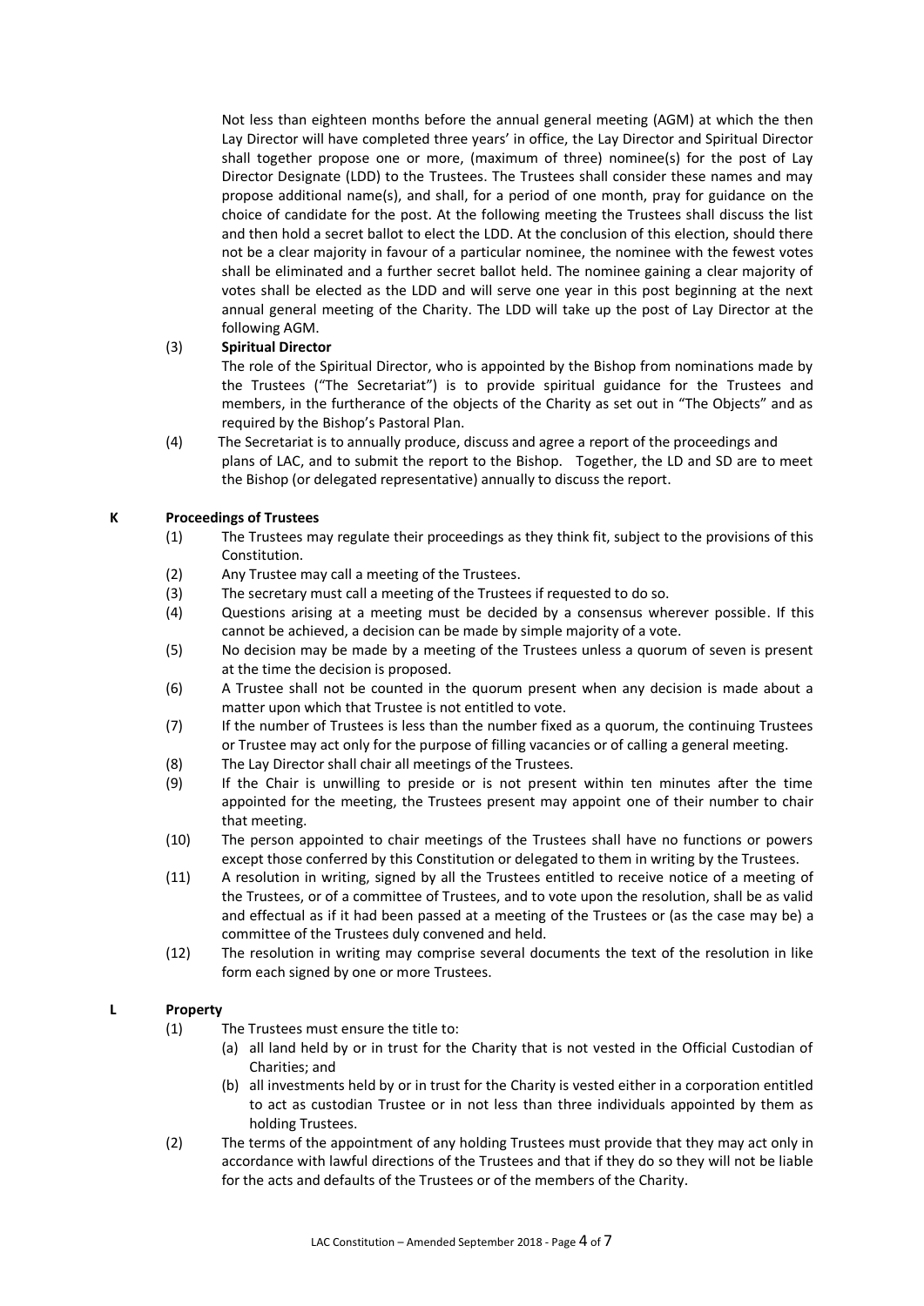Not less than eighteen months before the annual general meeting (AGM) at which the then Lay Director will have completed three years' in office, the Lay Director and Spiritual Director shall together propose one or more, (maximum of three) nominee(s) for the post of Lay Director Designate (LDD) to the Trustees. The Trustees shall consider these names and may propose additional name(s), and shall, for a period of one month, pray for guidance on the choice of candidate for the post. At the following meeting the Trustees shall discuss the list and then hold a secret ballot to elect the LDD. At the conclusion of this election, should there not be a clear majority in favour of a particular nominee, the nominee with the fewest votes shall be eliminated and a further secret ballot held. The nominee gaining a clear majority of votes shall be elected as the LDD and will serve one year in this post beginning at the next annual general meeting of the Charity. The LDD will take up the post of Lay Director at the following AGM.

(3) **Spiritual Director**

The role of the Spiritual Director, who is appointed by the Bishop from nominations made by the Trustees ("The Secretariat") is to provide spiritual guidance for the Trustees and members, in the furtherance of the objects of the Charity as set out in "The Objects" and as required by the Bishop's Pastoral Plan.

(4) The Secretariat is to annually produce, discuss and agree a report of the proceedings and plans of LAC, and to submit the report to the Bishop. Together, the LD and SD are to meet the Bishop (or delegated representative) annually to discuss the report.

## K Proceedings of Trustees

(1) The Trustees may regulate their proceedings as they think fit, subject to the provisions of this Constitution.

(2) Any Trustee may call a meeting of the Trustees.

(3) The secretary must call a meeting of the Trustees if requested to do so.

(4) Questions arising at a meeting must be decided by a consensus wherever possible. If this cannot be achieved, a decision can be made by simple majority of a vote.

(5) No decision may be made by a meeting of the Trustees unless a quorum of seven is present at the time the decision is proposed.

(6) A Trustee shall not be counted in the quorum present when any decision is made about a matter upon which that Trustee is not entitled to vote.

(7) If the number of Trustees is less than the number fixed as a quorum, the continuing Trustees or Trustee may act only for the purpose of filling vacancies or of calling a general meeting.

(8) The Lay Director shall chair all meetings of the Trustees.

(9) If the Chair is unwilling to preside or is not present within ten minutes after the time appointed for the meeting, the Trustees present may appoint one of their number to chair that meeting.

(10) The person appointed to chair meetings of the Trustees shall have no functions or powers except those conferred by this Constitution or delegated to them in writing by the Trustees.

(11) A resolution in writing, signed by all the Trustees entitled to receive notice of a meeting of the Trustees, or of a committee of Trustees, and to vote upon the resolution, shall be as valid and effectual as if it had been passed at a meeting of the Trustees or (as the case may be) a committee of the Trustees duly convened and held.

(12) The resolution in writing may comprise several documents the text of the resolution in like form each signed by one or more Trustees.

## L Property

(1) The Trustees must ensure the title to:

(a) all land held by or in trust for the Charity that is not vested in the Official Custodian of Charities; and

(b) all investments held by or in trust for the Charity is vested either in a corporation entitled to act as custodian Trustee or in not less than three individuals appointed by them as holding Trustees.

(2) The terms of the appointment of any holding Trustees must provide that they may act only in accordance with lawful directions of the Trustees and that if they do so they will not be liable for the acts and defaults of the Trustees or of the members of the Charity.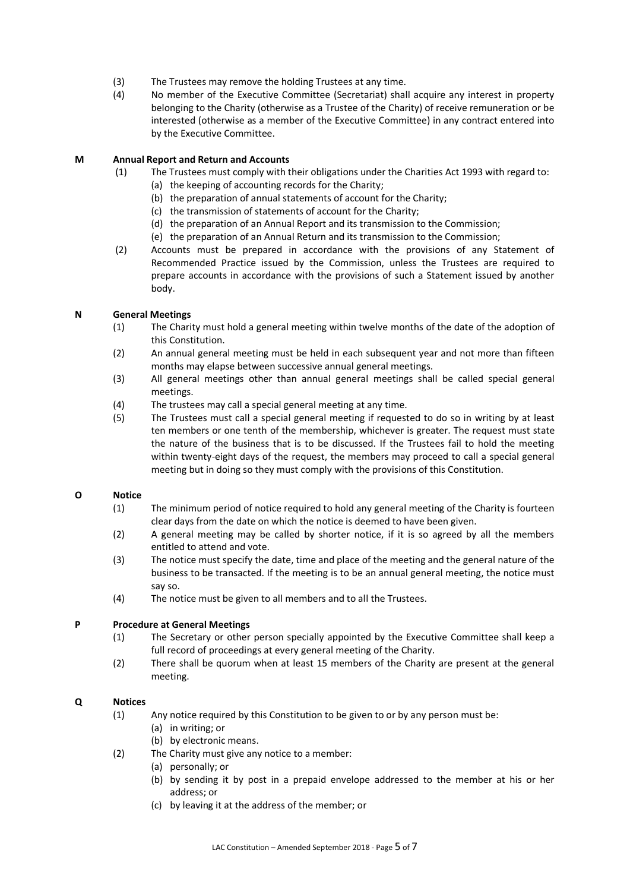(3) The Trustees may remove the holding Trustees at any time.

(4) No member of the Executive Committee (Secretariat) shall acquire any interest in property belonging to the Charity (otherwise as a Trustee of the Charity) of receive remuneration or be interested (otherwise as a member of the Executive Committee) in any contract entered into by the Executive Committee.

## M Annual Report and Return and Accounts

(1) The Trustees must comply with their obligations under the Charities Act 1993 with regard to:
  - (a) the keeping of accounting records for the Charity;
  - (b) the preparation of annual statements of account for the Charity;
  - (c) the transmission of statements of account for the Charity;
  - (d) the preparation of an Annual Report and its transmission to the Commission;
  - (e) the preparation of an Annual Return and its transmission to the Commission;

(2) Accounts must be prepared in accordance with the provisions of any Statement of Recommended Practice issued by the Commission, unless the Trustees are required to prepare accounts in accordance with the provisions of such a Statement issued by another body.

## N General Meetings

(1) The Charity must hold a general meeting within twelve months of the date of the adoption of this Constitution.

(2) An annual general meeting must be held in each subsequent year and not more than fifteen months may elapse between successive annual general meetings.

(3) All general meetings other than annual general meetings shall be called special general meetings.

(4) The trustees may call a special general meeting at any time.

(5) The Trustees must call a special general meeting if requested to do so in writing by at least ten members or one tenth of the membership, whichever is greater. The request must state the nature of the business that is to be discussed. If the Trustees fail to hold the meeting within twenty-eight days of the request, the members may proceed to call a special general meeting but in doing so they must comply with the provisions of this Constitution.

## O Notice

(1) The minimum period of notice required to hold any general meeting of the Charity is fourteen clear days from the date on which the notice is deemed to have been given.

(2) A general meeting may be called by shorter notice, if it is so agreed by all the members entitled to attend and vote.

(3) The notice must specify the date, time and place of the meeting and the general nature of the business to be transacted. If the meeting is to be an annual general meeting, the notice must say so.

(4) The notice must be given to all members and to all the Trustees.

## P Procedure at General Meetings

(1) The Secretary or other person specially appointed by the Executive Committee shall keep a full record of proceedings at every general meeting of the Charity.

(2) There shall be quorum when at least 15 members of the Charity are present at the general meeting.

## Q Notices

(1) Any notice required by this Constitution to be given to or by any person must be:
  - (a) in writing; or
  - (b) by electronic means.

(2) The Charity must give any notice to a member:
  - (a) personally; or
  - (b) by sending it by post in a prepaid envelope addressed to the member at his or her address; or
  - (c) by leaving it at the address of the member; or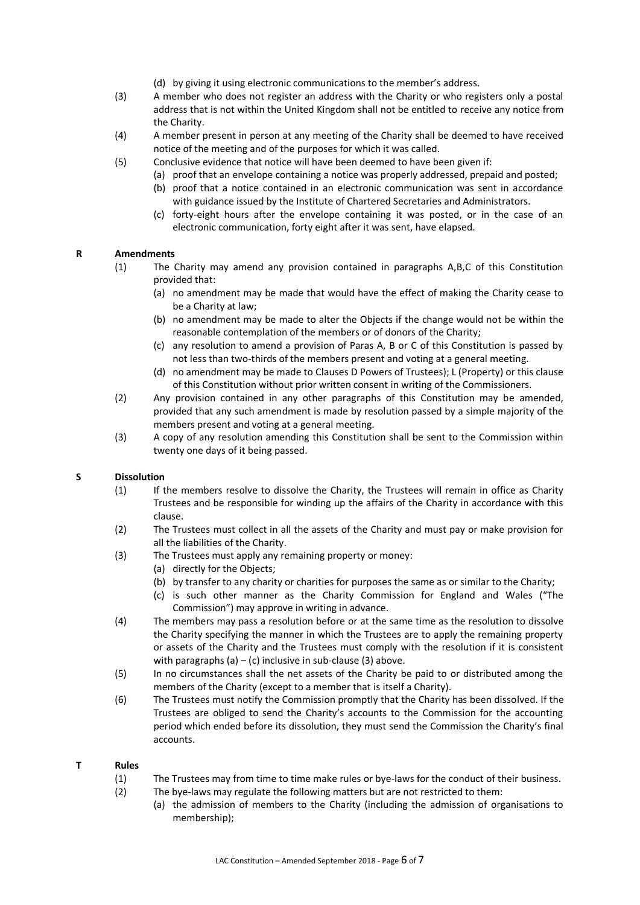(d) by giving it using electronic communications to the member's address.

(3) A member who does not register an address with the Charity or who registers only a postal address that is not within the United Kingdom shall not be entitled to receive any notice from the Charity.

(4) A member present in person at any meeting of the Charity shall be deemed to have received notice of the meeting and of the purposes for which it was called.

(5) Conclusive evidence that notice will have been deemed to have been given if:

(a) proof that an envelope containing a notice was properly addressed, prepaid and posted;

(b) proof that a notice contained in an electronic communication was sent in accordance with guidance issued by the Institute of Chartered Secretaries and Administrators.

(c) forty-eight hours after the envelope containing it was posted, or in the case of an electronic communication, forty eight after it was sent, have elapsed.

**R Amendments**

(1) The Charity may amend any provision contained in paragraphs A,B,C of this Constitution provided that:

(a) no amendment may be made that would have the effect of making the Charity cease to be a Charity at law;

(b) no amendment may be made to alter the Objects if the change would not be within the reasonable contemplation of the members or of donors of the Charity;

(c) any resolution to amend a provision of Paras A, B or C of this Constitution is passed by not less than two-thirds of the members present and voting at a general meeting.

(d) no amendment may be made to Clauses D Powers of Trustees); L (Property) or this clause of this Constitution without prior written consent in writing of the Commissioners.

(2) Any provision contained in any other paragraphs of this Constitution may be amended, provided that any such amendment is made by resolution passed by a simple majority of the members present and voting at a general meeting.

(3) A copy of any resolution amending this Constitution shall be sent to the Commission within twenty one days of it being passed.

**S Dissolution**

(1) If the members resolve to dissolve the Charity, the Trustees will remain in office as Charity Trustees and be responsible for winding up the affairs of the Charity in accordance with this clause.

(2) The Trustees must collect in all the assets of the Charity and must pay or make provision for all the liabilities of the Charity.

(3) The Trustees must apply any remaining property or money:

(a) directly for the Objects;

(b) by transfer to any charity or charities for purposes the same as or similar to the Charity;

(c) is such other manner as the Charity Commission for England and Wales ("The Commission") may approve in writing in advance.

(4) The members may pass a resolution before or at the same time as the resolution to dissolve the Charity specifying the manner in which the Trustees are to apply the remaining property or assets of the Charity and the Trustees must comply with the resolution if it is consistent with paragraphs (a) – (c) inclusive in sub-clause (3) above.

(5) In no circumstances shall the net assets of the Charity be paid to or distributed among the members of the Charity (except to a member that is itself a Charity).

(6) The Trustees must notify the Commission promptly that the Charity has been dissolved. If the Trustees are obliged to send the Charity's accounts to the Commission for the accounting period which ended before its dissolution, they must send the Commission the Charity's final accounts.

**T Rules**

(1) The Trustees may from time to time make rules or bye-laws for the conduct of their business.

(2) The bye-laws may regulate the following matters but are not restricted to them:

(a) the admission of members to the Charity (including the admission of organisations to membership);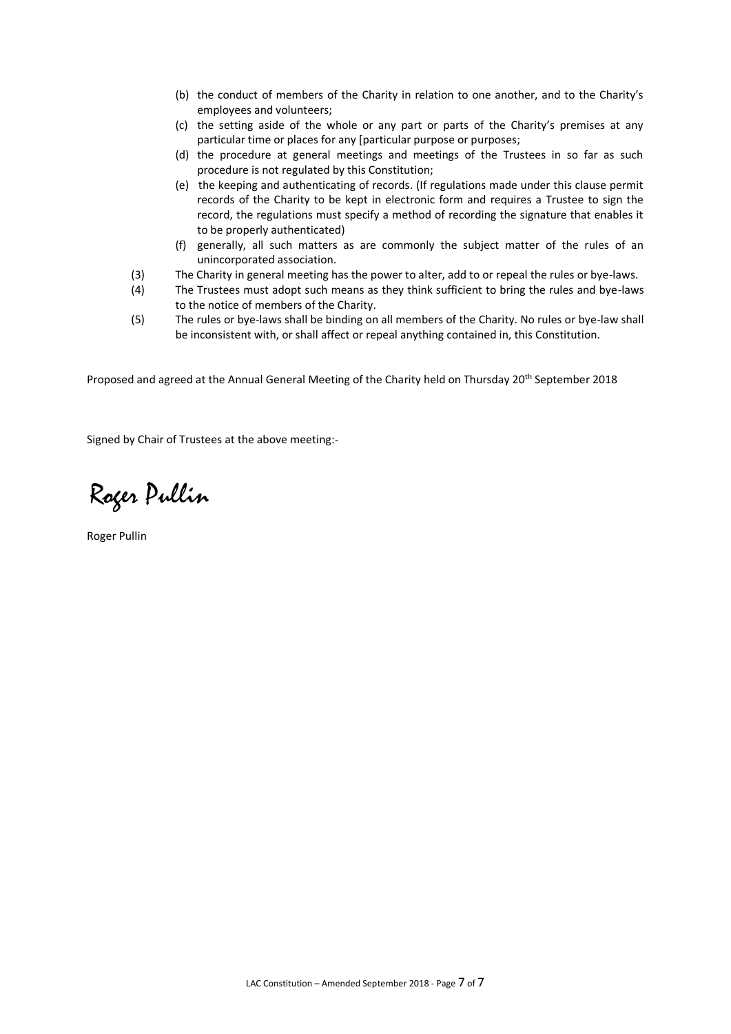(b) the conduct of members of the Charity in relation to one another, and to the Charity's employees and volunteers;

(c) the setting aside of the whole or any part or parts of the Charity's premises at any particular time or places for any [particular purpose or purposes;

(d) the procedure at general meetings and meetings of the Trustees in so far as such procedure is not regulated by this Constitution;

(e) the keeping and authenticating of records. (If regulations made under this clause permit records of the Charity to be kept in electronic form and requires a Trustee to sign the record, the regulations must specify a method of recording the signature that enables it to be properly authenticated)

(f) generally, all such matters as are commonly the subject matter of the rules of an unincorporated association.

(3) The Charity in general meeting has the power to alter, add to or repeal the rules or bye-laws.

(4) The Trustees must adopt such means as they think sufficient to bring the rules and bye-laws to the notice of members of the Charity.

(5) The rules or bye-laws shall be binding on all members of the Charity. No rules or bye-law shall be inconsistent with, or shall affect or repeal anything contained in, this Constitution.

Proposed and agreed at the Annual General Meeting of the Charity held on Thursday 20th September 2018

Signed by Chair of Trustees at the above meeting:-

Roger Pullin

Roger Pullin